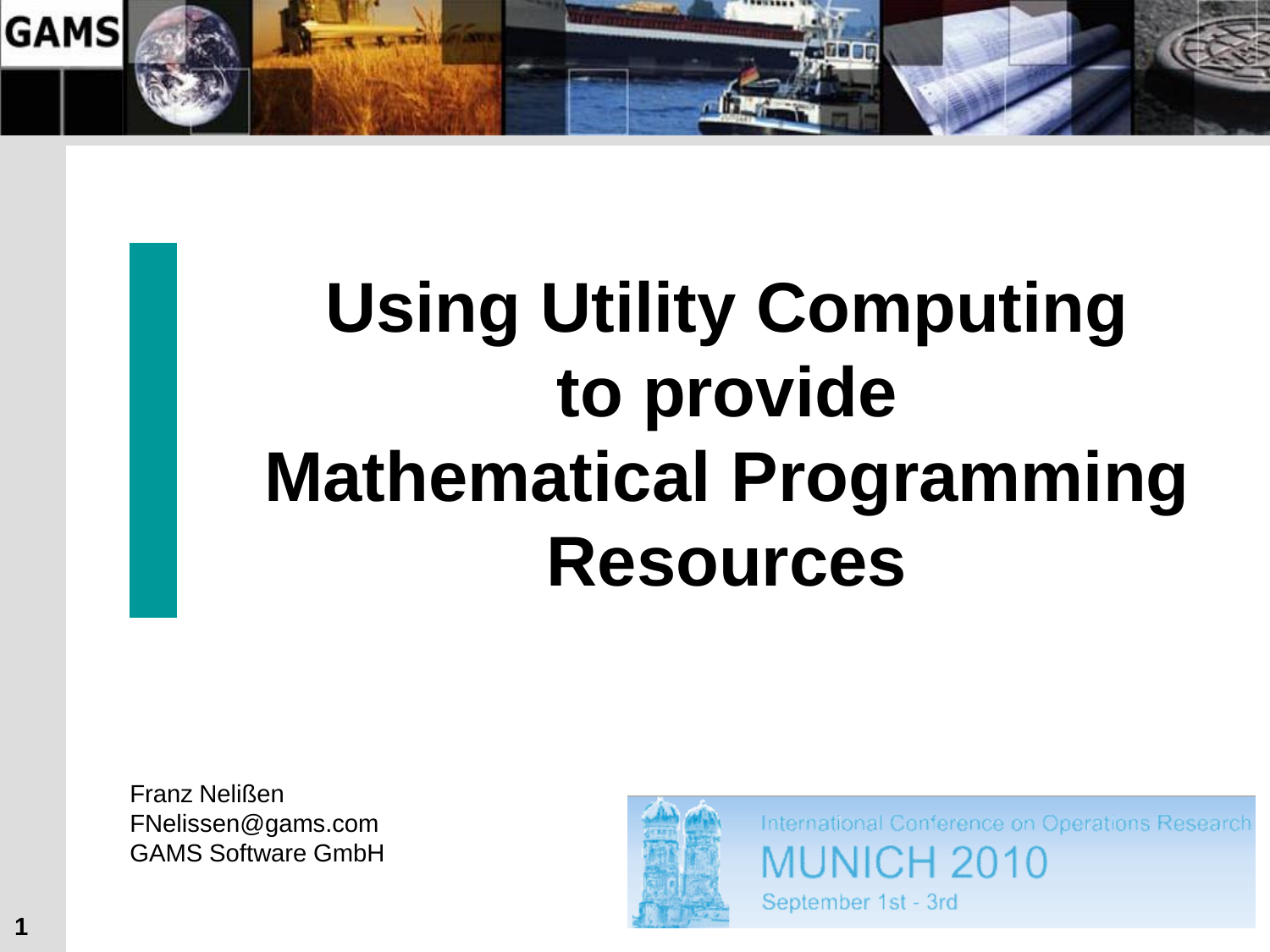# Using Utility Computing to provide Mathematical Programming Resources

Franz Nelißen
FNelissen@gams.com
GAMS Software GmbH

International Conference on Operations Research
MUNICH 2010
September 1st - 3rd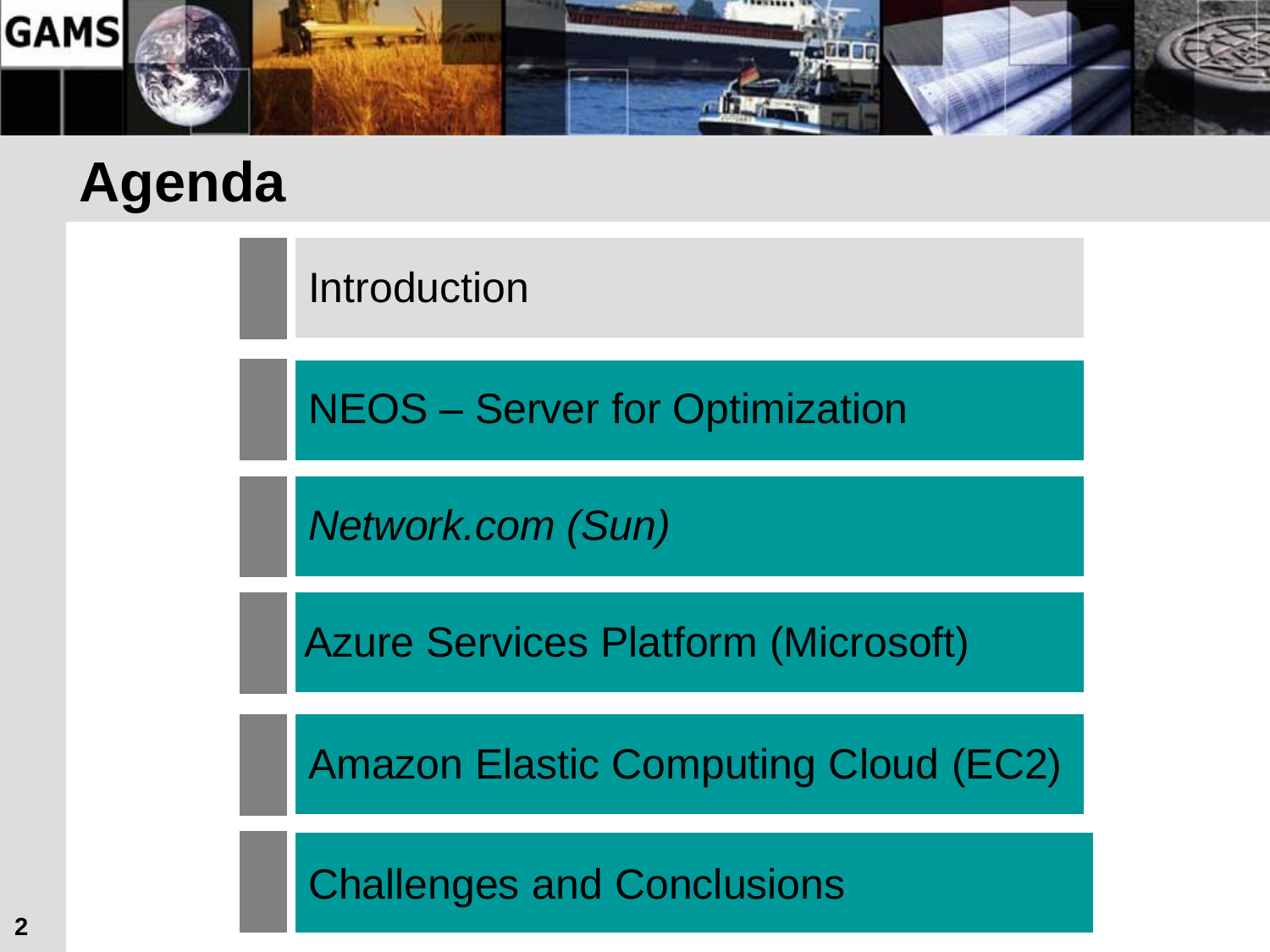# Agenda

- Introduction
- NEOS – Server for Optimization
- *Network.com (Sun)*
- Azure Services Platform (Microsoft)
- Amazon Elastic Computing Cloud (EC2)
- Challenges and Conclusions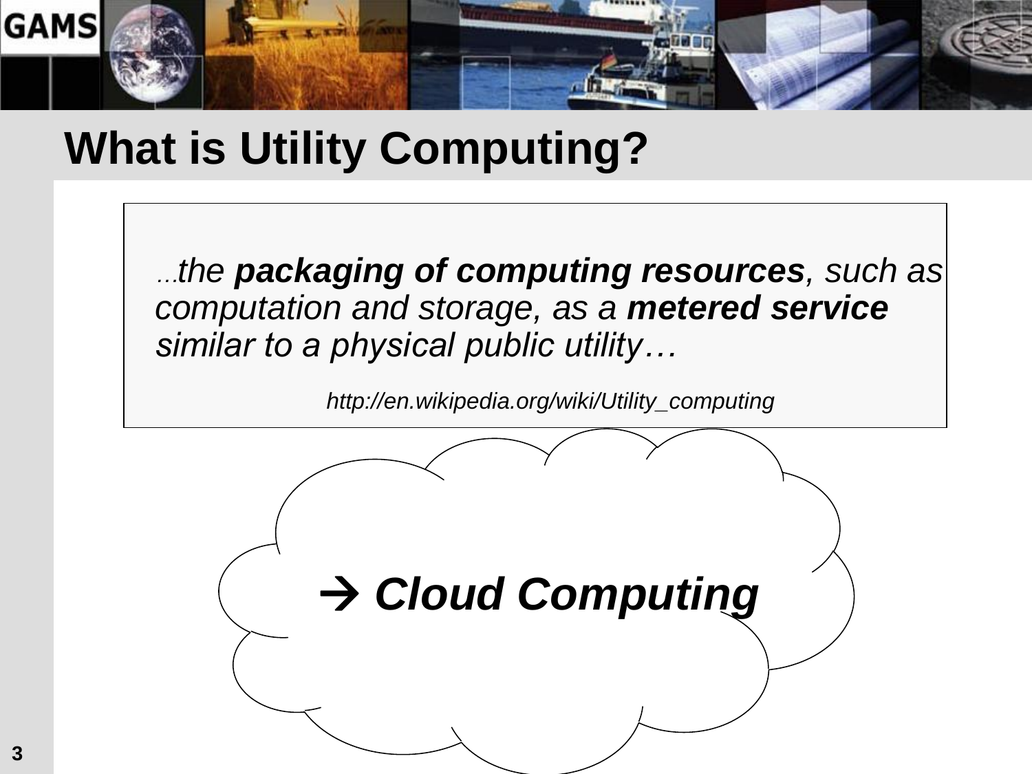# What is Utility Computing?

> *…the **packaging of computing resources**, such as computation and storage, as a **metered service** similar to a physical public utility…*
>
> *http://en.wikipedia.org/wiki/Utility_computing*

***→ Cloud Computing***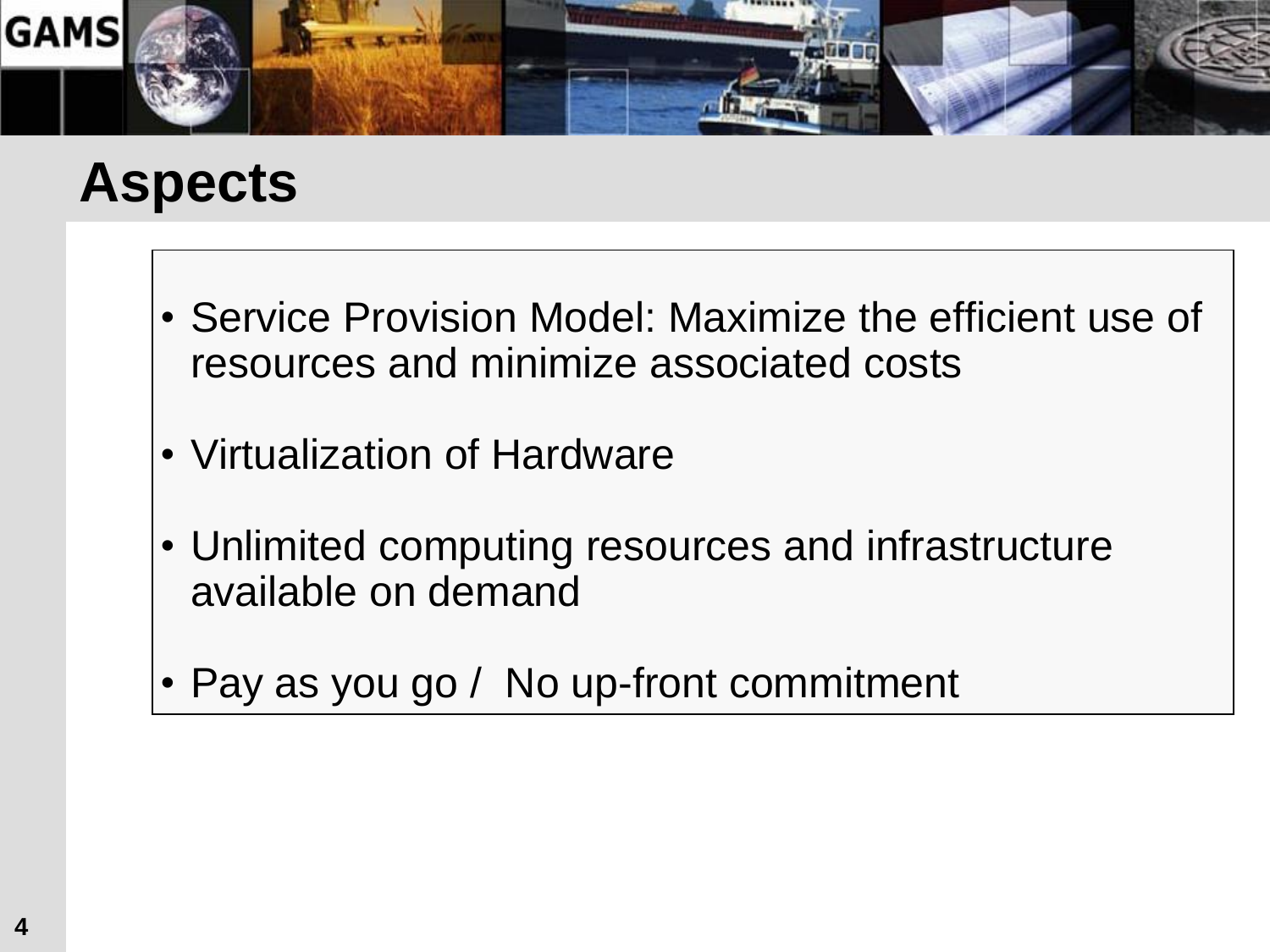# Aspects

- Service Provision Model: Maximize the efficient use of resources and minimize associated costs
- Virtualization of Hardware
- Unlimited computing resources and infrastructure available on demand
- Pay as you go / No up-front commitment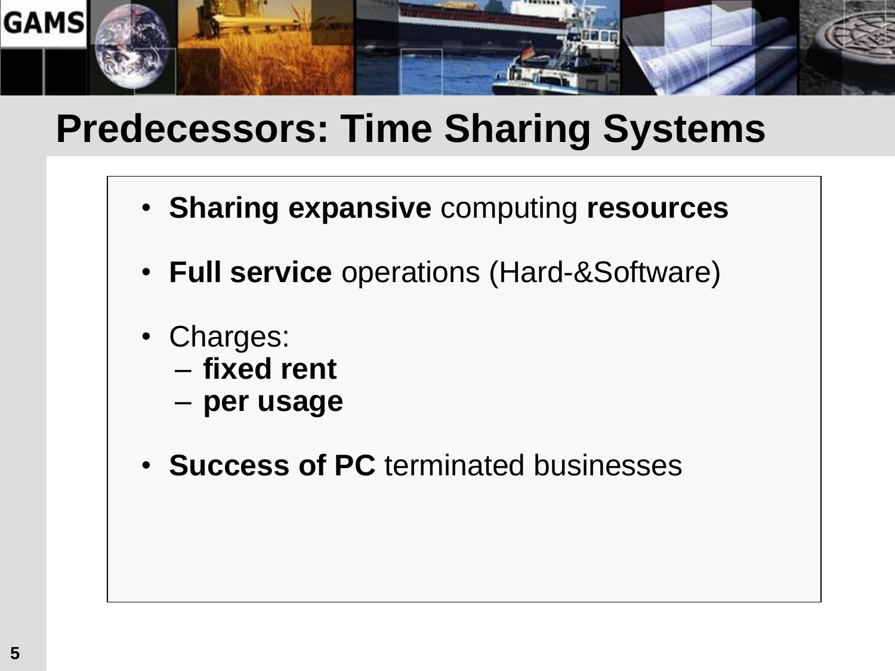# Predecessors: Time Sharing Systems

- **Sharing expansive** computing **resources**
- **Full service** operations (Hard-&Software)
- Charges:
  - **fixed rent**
  - **per usage**
- **Success of PC** terminated businesses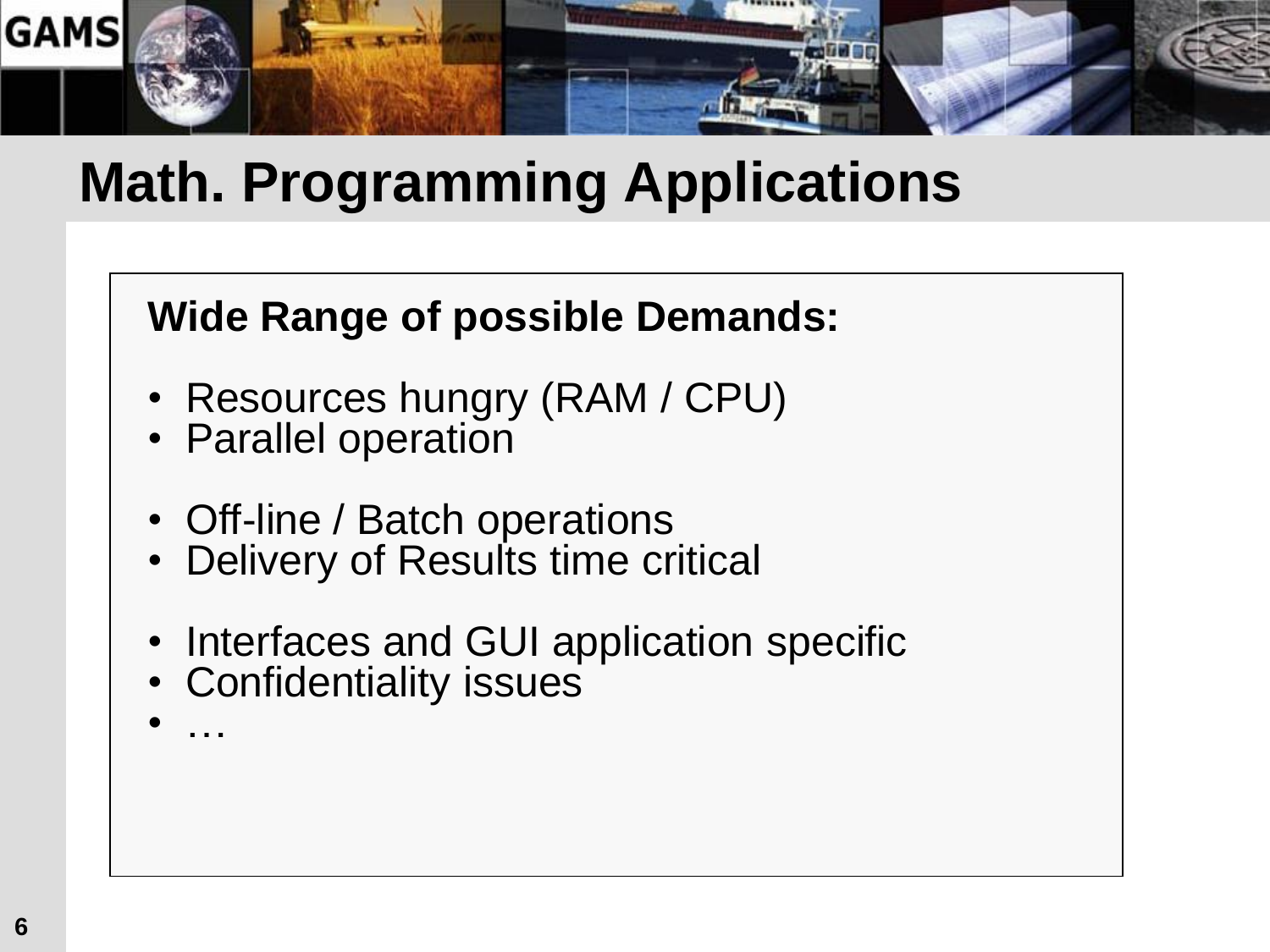# Math. Programming Applications

**Wide Range of possible Demands:**

- Resources hungry (RAM / CPU)
- Parallel operation

- Off-line / Batch operations
- Delivery of Results time critical

- Interfaces and GUI application specific
- Confidentiality issues
- …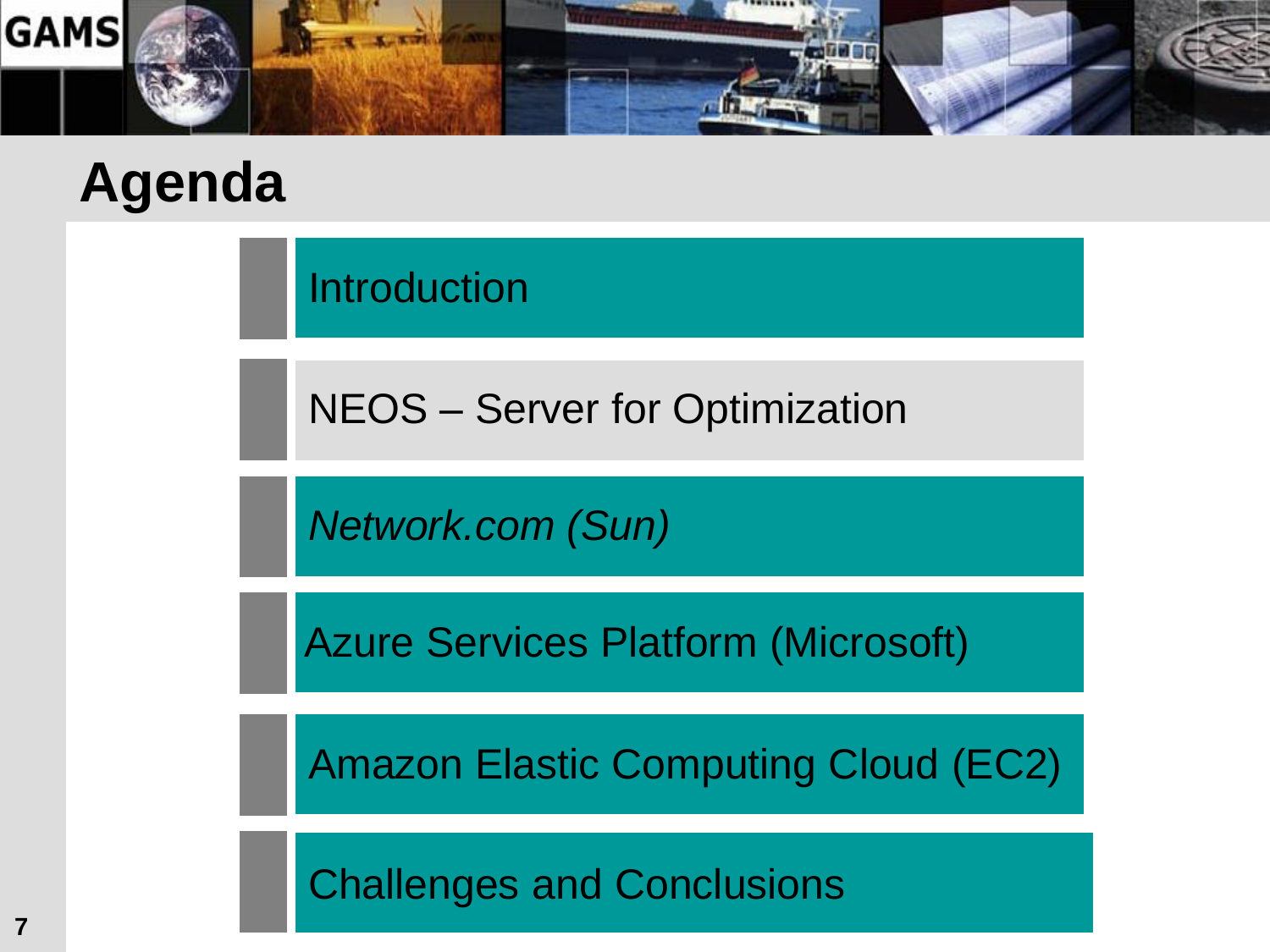# Agenda

- Introduction
- NEOS – Server for Optimization
- *Network.com (Sun)*
- Azure Services Platform (Microsoft)
- Amazon Elastic Computing Cloud (EC2)
- Challenges and Conclusions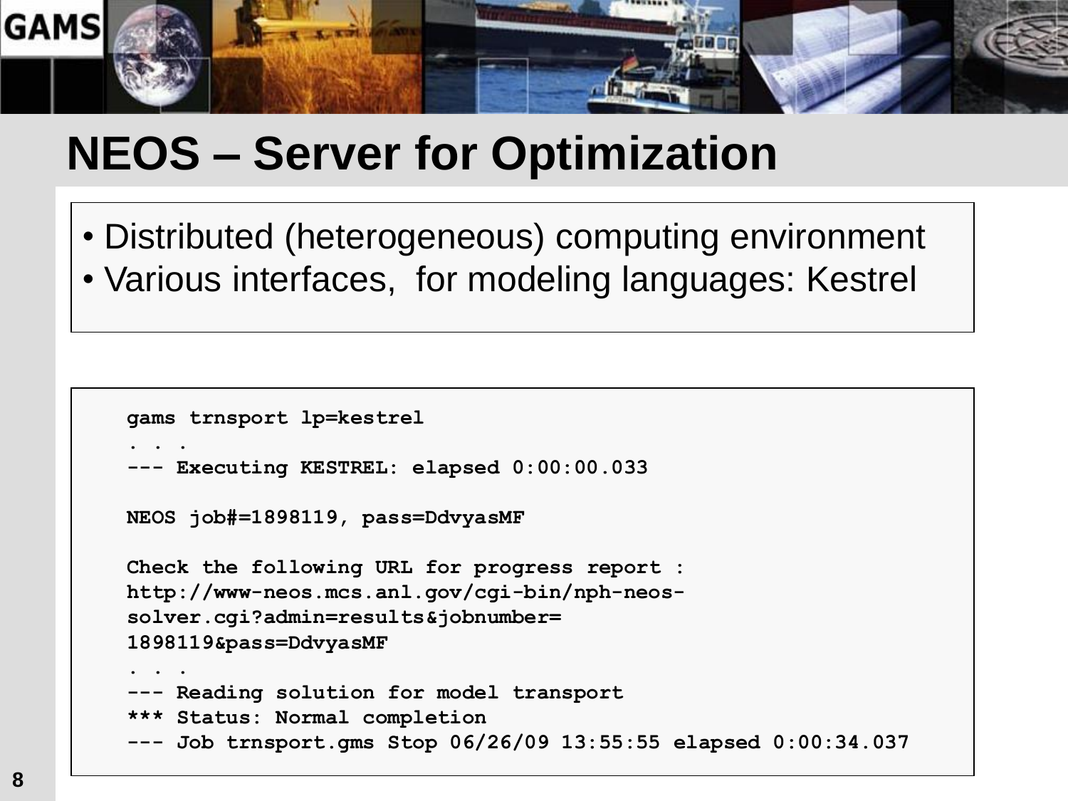# NEOS – Server for Optimization

- Distributed (heterogeneous) computing environment
- Various interfaces, for modeling languages: Kestrel

```
gams trnsport lp=kestrel
. . .
--- Executing KESTREL: elapsed 0:00:00.033

NEOS job#=1898119, pass=DdvyasMF

Check the following URL for progress report :
http://www-neos.mcs.anl.gov/cgi-bin/nph-neos-
solver.cgi?admin=results&jobnumber=
1898119&pass=DdvyasMF
. . .
--- Reading solution for model transport
*** Status: Normal completion
--- Job trnsport.gms Stop 06/26/09 13:55:55 elapsed 0:00:34.037
```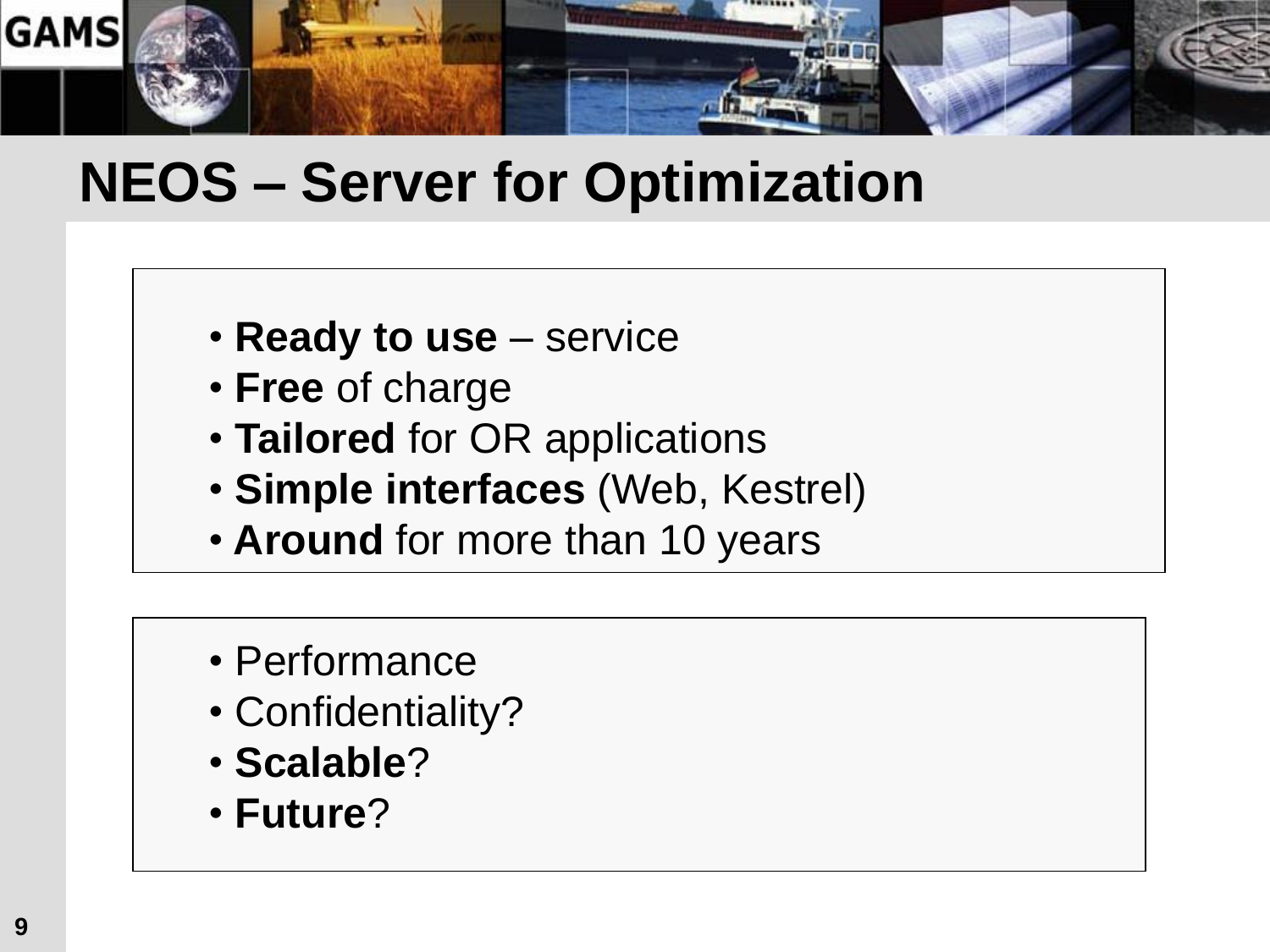# NEOS – Server for Optimization

- **Ready to use** – service
- **Free** of charge
- **Tailored** for OR applications
- **Simple interfaces** (Web, Kestrel)
- **Around** for more than 10 years

- Performance
- Confidentiality?
- **Scalable**?
- **Future**?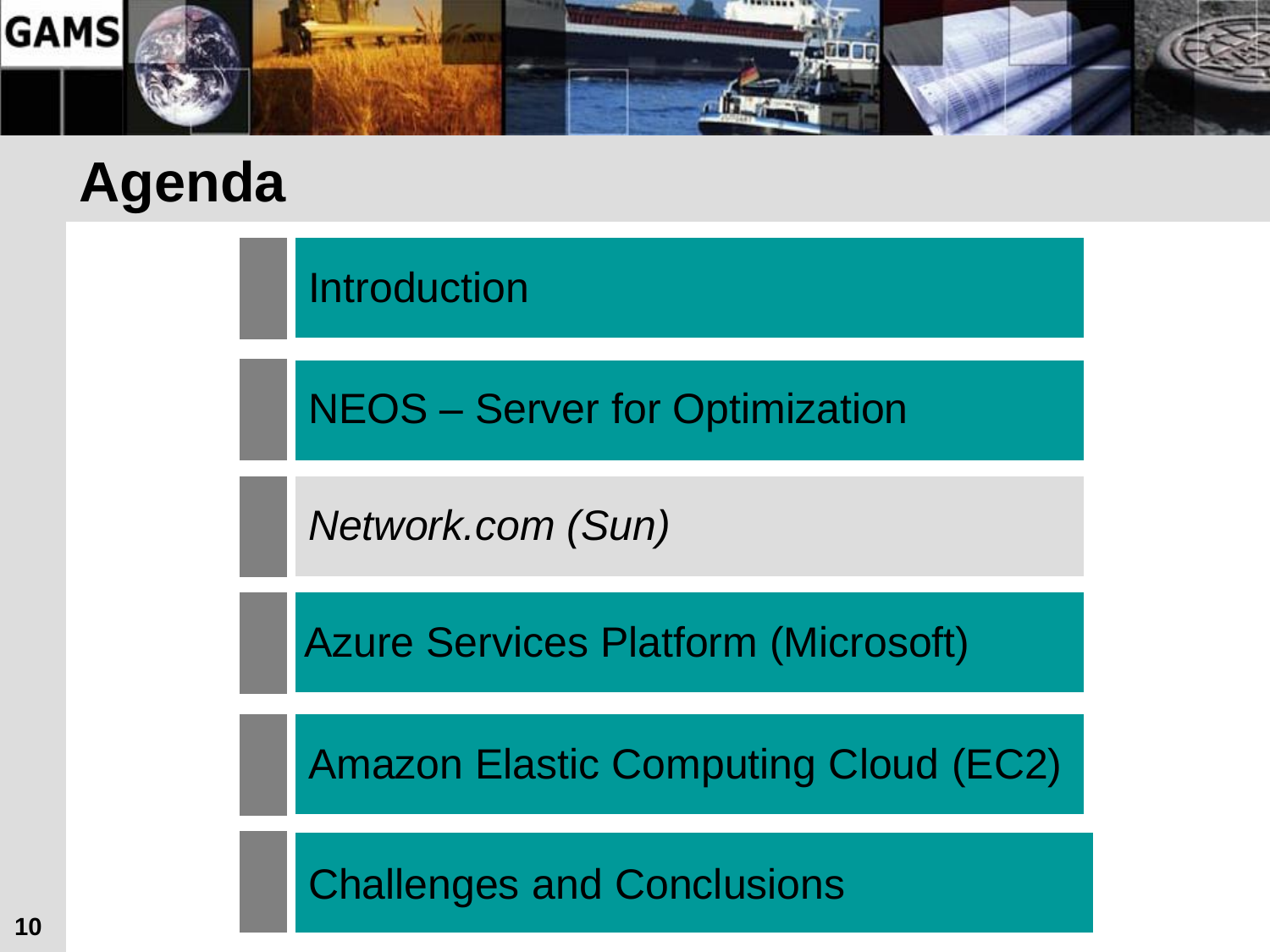# Agenda

- Introduction
- NEOS – Server for Optimization
- *Network.com (Sun)*
- Azure Services Platform (Microsoft)
- Amazon Elastic Computing Cloud (EC2)
- Challenges and Conclusions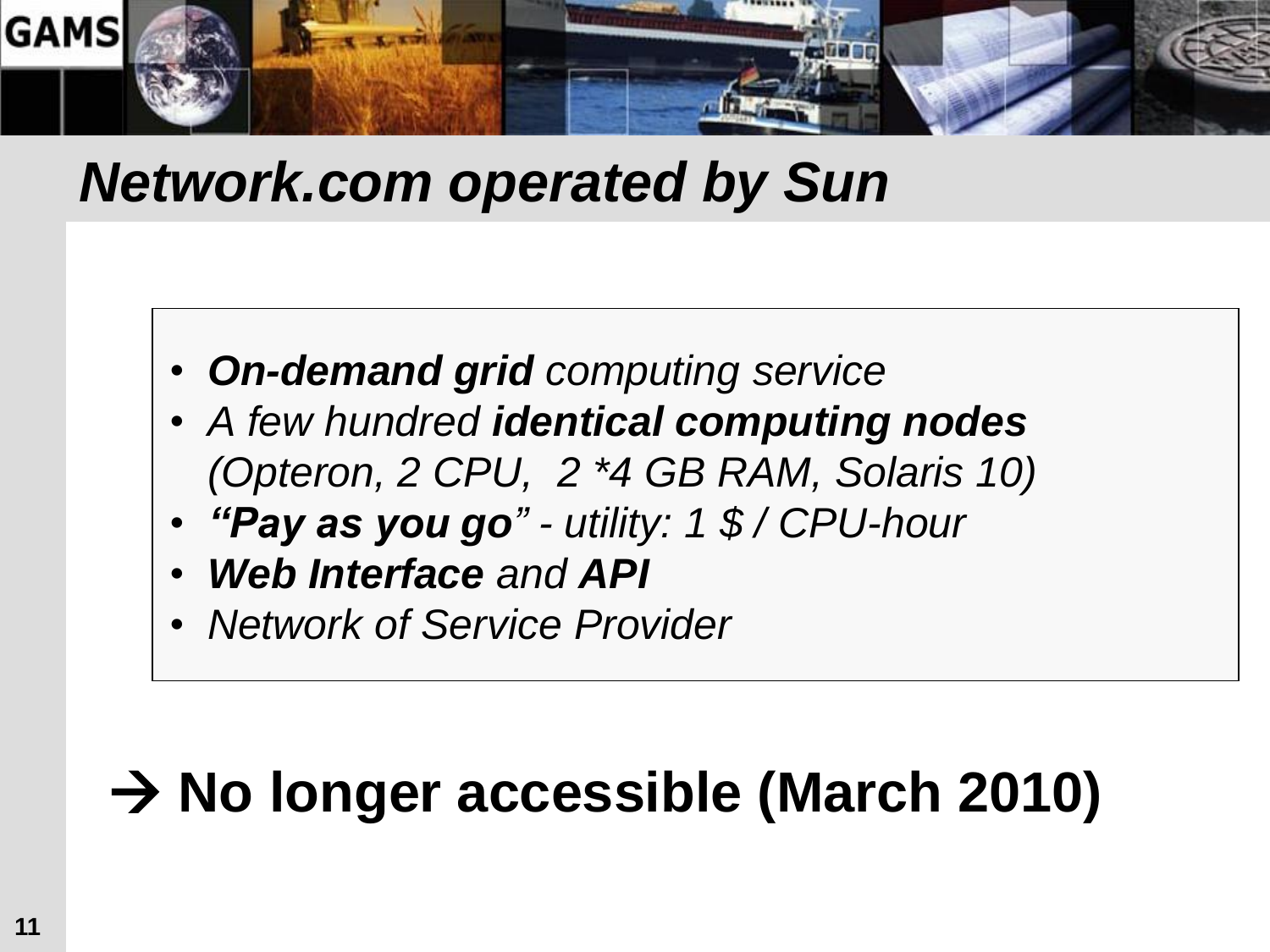# *Network.com operated by Sun*

- ***On-demand grid*** *computing service*
- *A few hundred* ***identical computing nodes*** *(Opteron, 2 CPU, 2 *4 GB RAM, Solaris 10)*
- ***"Pay as you go"*** *- utility: 1 $ / CPU-hour*
- ***Web Interface*** *and* ***API***
- *Network of Service Provider*

**→ No longer accessible (March 2010)**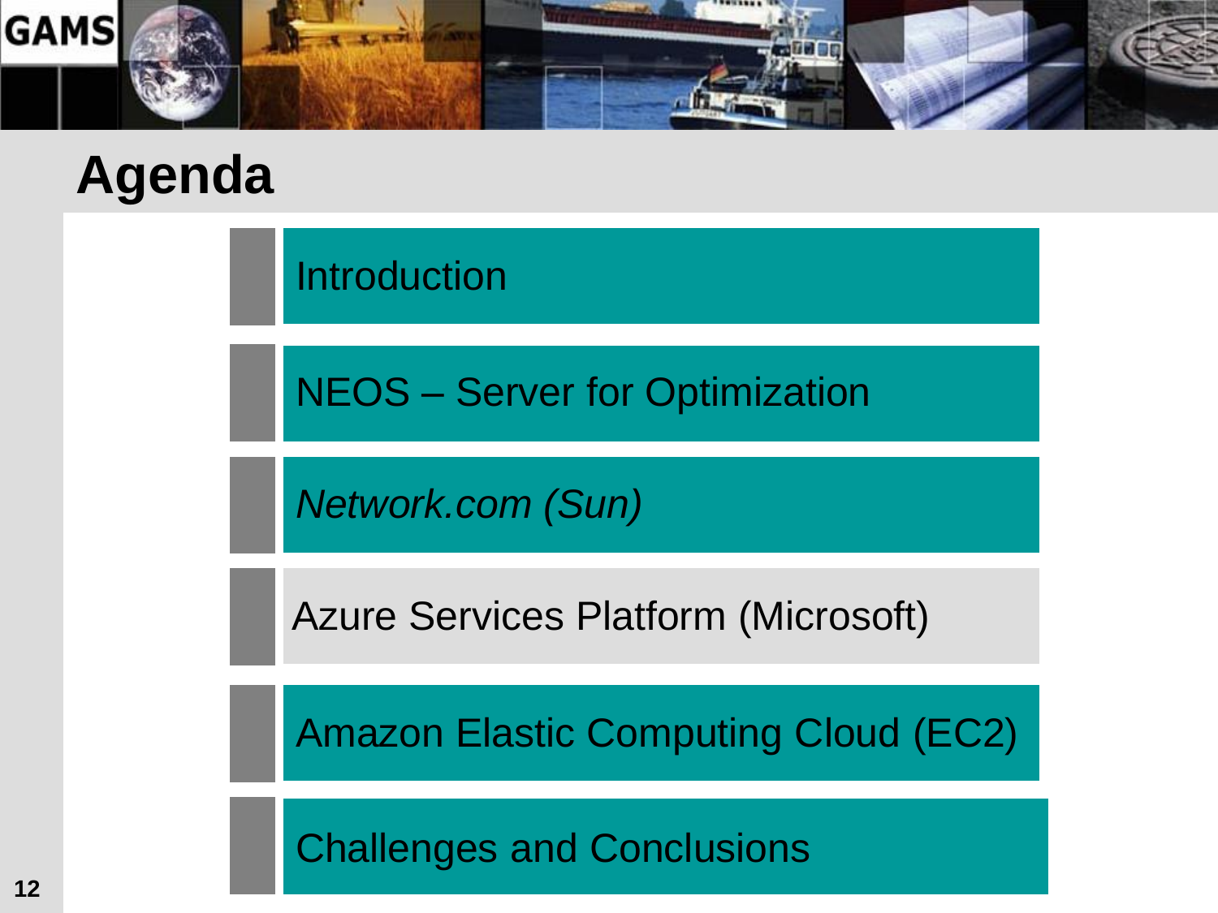# Agenda

- Introduction
- NEOS – Server for Optimization
- *Network.com (Sun)*
- Azure Services Platform (Microsoft)
- Amazon Elastic Computing Cloud (EC2)
- Challenges and Conclusions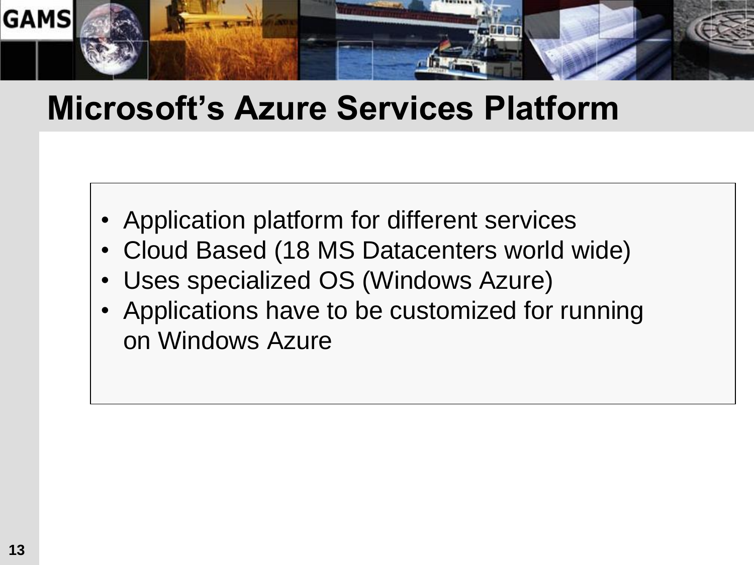# Microsoft's Azure Services Platform

- Application platform for different services
- Cloud Based (18 MS Datacenters world wide)
- Uses specialized OS (Windows Azure)
- Applications have to be customized for running on Windows Azure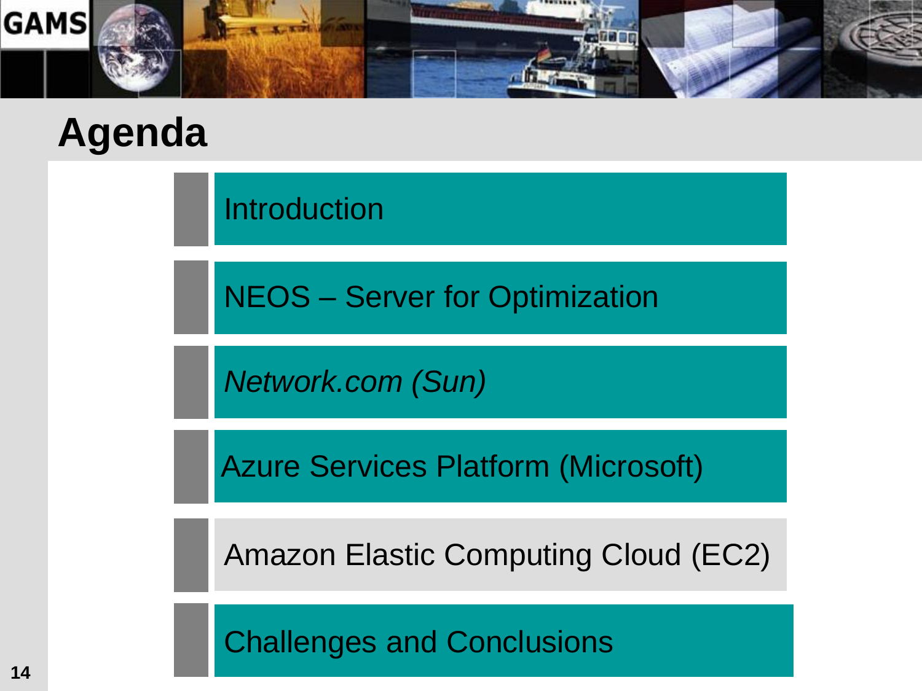# Agenda

- Introduction
- NEOS – Server for Optimization
- *Network.com (Sun)*
- Azure Services Platform (Microsoft)
- Amazon Elastic Computing Cloud (EC2)
- Challenges and Conclusions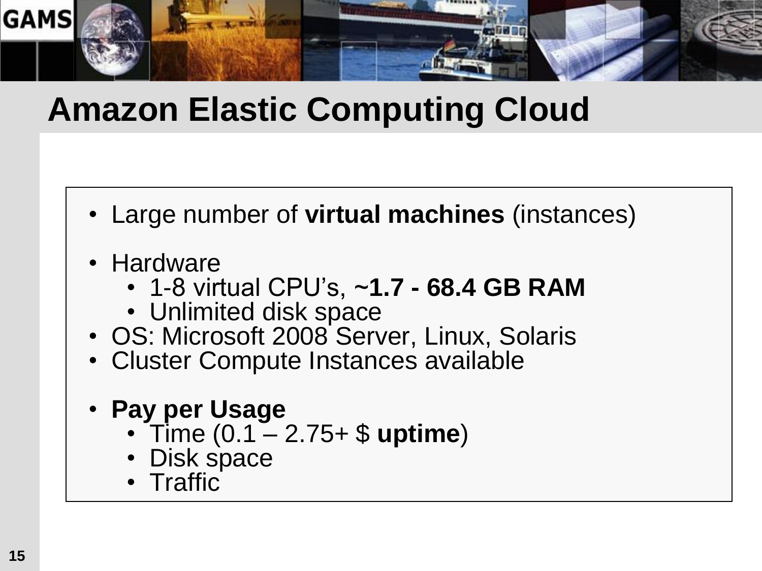# Amazon Elastic Computing Cloud

- Large number of **virtual machines** (instances)

- Hardware
  - 1-8 virtual CPU's, ~**1.7 - 68.4 GB RAM**
  - Unlimited disk space
- OS: Microsoft 2008 Server, Linux, Solaris
- Cluster Compute Instances available

- **Pay per Usage**
  - Time (0.1 – 2.75+ $ **uptime**)
  - Disk space
  - Traffic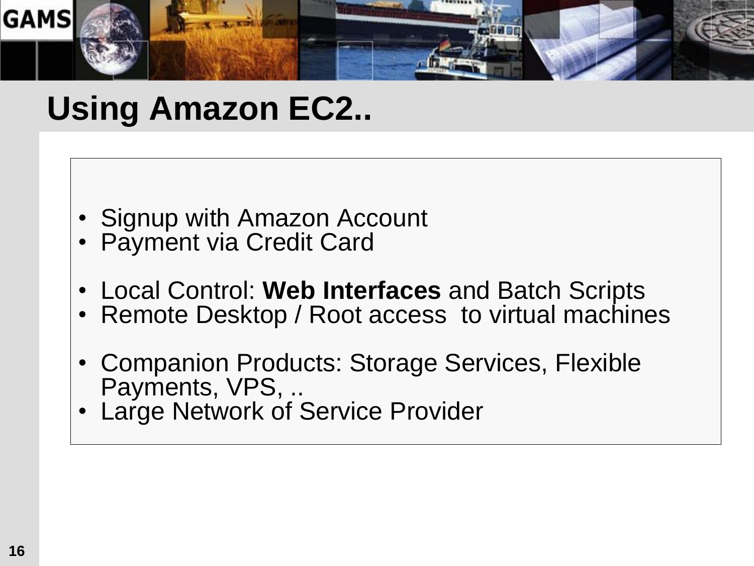# Using Amazon EC2..

- Signup with Amazon Account
- Payment via Credit Card

- Local Control: **Web Interfaces** and Batch Scripts
- Remote Desktop / Root access to virtual machines

- Companion Products: Storage Services, Flexible Payments, VPS, ..
- Large Network of Service Provider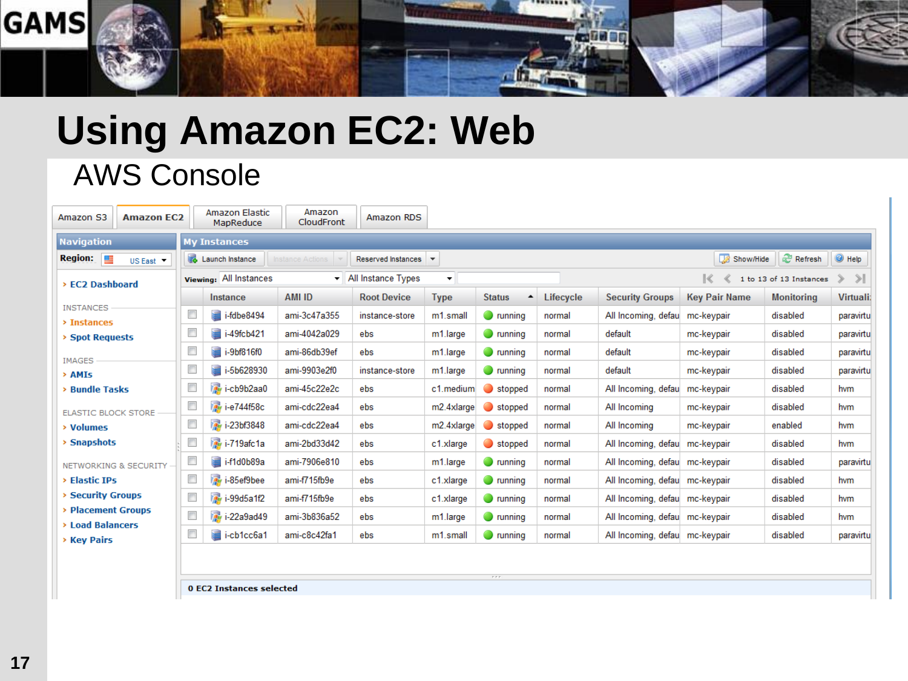# Using Amazon EC2: Web

## AWS Console

Amazon S3 | Amazon EC2 | Amazon Elastic MapReduce | Amazon CloudFront | Amazon RDS

**Navigation**

**Region:** US East

- EC2 Dashboard

INSTANCES
- Instances
- Spot Requests

IMAGES
- AMIs
- Bundle Tasks

ELASTIC BLOCK STORE
- Volumes
- Snapshots

NETWORKING & SECURITY
- Elastic IPs
- Security Groups
- Placement Groups
- Load Balancers
- Key Pairs

**My Instances**

Launch Instance | Instance Actions | Reserved Instances | Show/Hide | Refresh | Help

Viewing: All Instances | All Instance Types — 1 to 13 of 13 Instances

| Instance | AMI ID | Root Device | Type | Status | Lifecycle | Security Groups | Key Pair Name | Monitoring | Virtuali |
|---|---|---|---|---|---|---|---|---|---|
| i-fdbe8494 | ami-3c47a355 | instance-store | m1.small | running | normal | All Incoming, defau | mc-keypair | disabled | paravirtu |
| i-49fcb421 | ami-4042a029 | ebs | m1.large | running | normal | default | mc-keypair | disabled | paravirtu |
| i-9bf816f0 | ami-86db39ef | ebs | m1.large | running | normal | default | mc-keypair | disabled | paravirtu |
| i-5b628930 | ami-9903e2f0 | instance-store | m1.large | running | normal | default | mc-keypair | disabled | paravirtu |
| i-cb9b2aa0 | ami-45c22e2c | ebs | c1.medium | stopped | normal | All Incoming, defau | mc-keypair | disabled | hvm |
| i-e744f58c | ami-cdc22ea4 | ebs | m2.4xlarge | stopped | normal | All Incoming | mc-keypair | disabled | hvm |
| i-23bf3848 | ami-cdc22ea4 | ebs | m2.4xlarge | stopped | normal | All Incoming | mc-keypair | enabled | hvm |
| i-719afc1a | ami-2bd33d42 | ebs | c1.xlarge | stopped | normal | All Incoming, defau | mc-keypair | disabled | hvm |
| i-f1d0b89a | ami-7906e810 | ebs | m1.large | running | normal | All Incoming, defau | mc-keypair | disabled | paravirtu |
| i-85ef9bee | ami-f715fb9e | ebs | c1.xlarge | running | normal | All Incoming, defau | mc-keypair | disabled | hvm |
| i-99d5a1f2 | ami-f715fb9e | ebs | c1.xlarge | running | normal | All Incoming, defau | mc-keypair | disabled | hvm |
| i-22a9ad49 | ami-3b836a52 | ebs | m1.large | running | normal | All Incoming, defau | mc-keypair | disabled | hvm |
| i-cb1cc6a1 | ami-c8c42fa1 | ebs | m1.small | running | normal | All Incoming, defau | mc-keypair | disabled | paravirtu |

**0 EC2 Instances selected**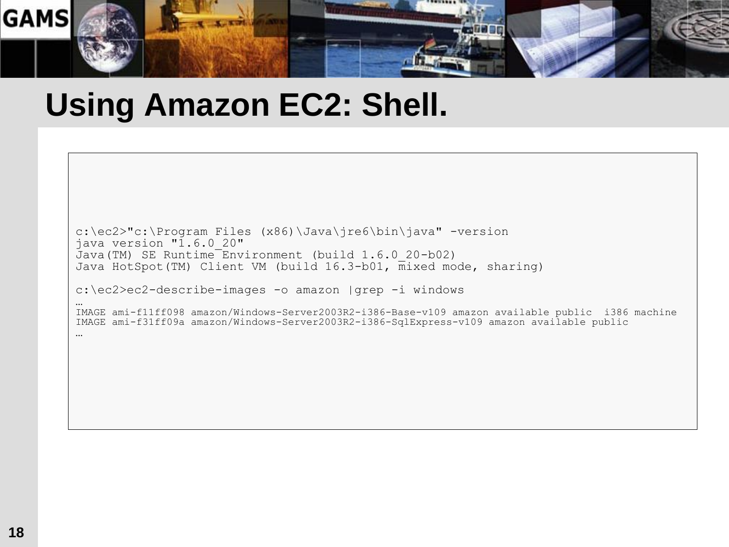# Using Amazon EC2: Shell.

```
c:\ec2>"c:\Program Files (x86)\Java\jre6\bin\java" -version
java version "1.6.0_20"
Java(TM) SE Runtime Environment (build 1.6.0_20-b02)
Java HotSpot(TM) Client VM (build 16.3-b01, mixed mode, sharing)

c:\ec2>ec2-describe-images -o amazon |grep -i windows
…
IMAGE ami-f11ff098 amazon/Windows-Server2003R2-i386-Base-v109 amazon available public  i386 machine
IMAGE ami-f31ff09a amazon/Windows-Server2003R2-i386-SqlExpress-v109 amazon available public
…
```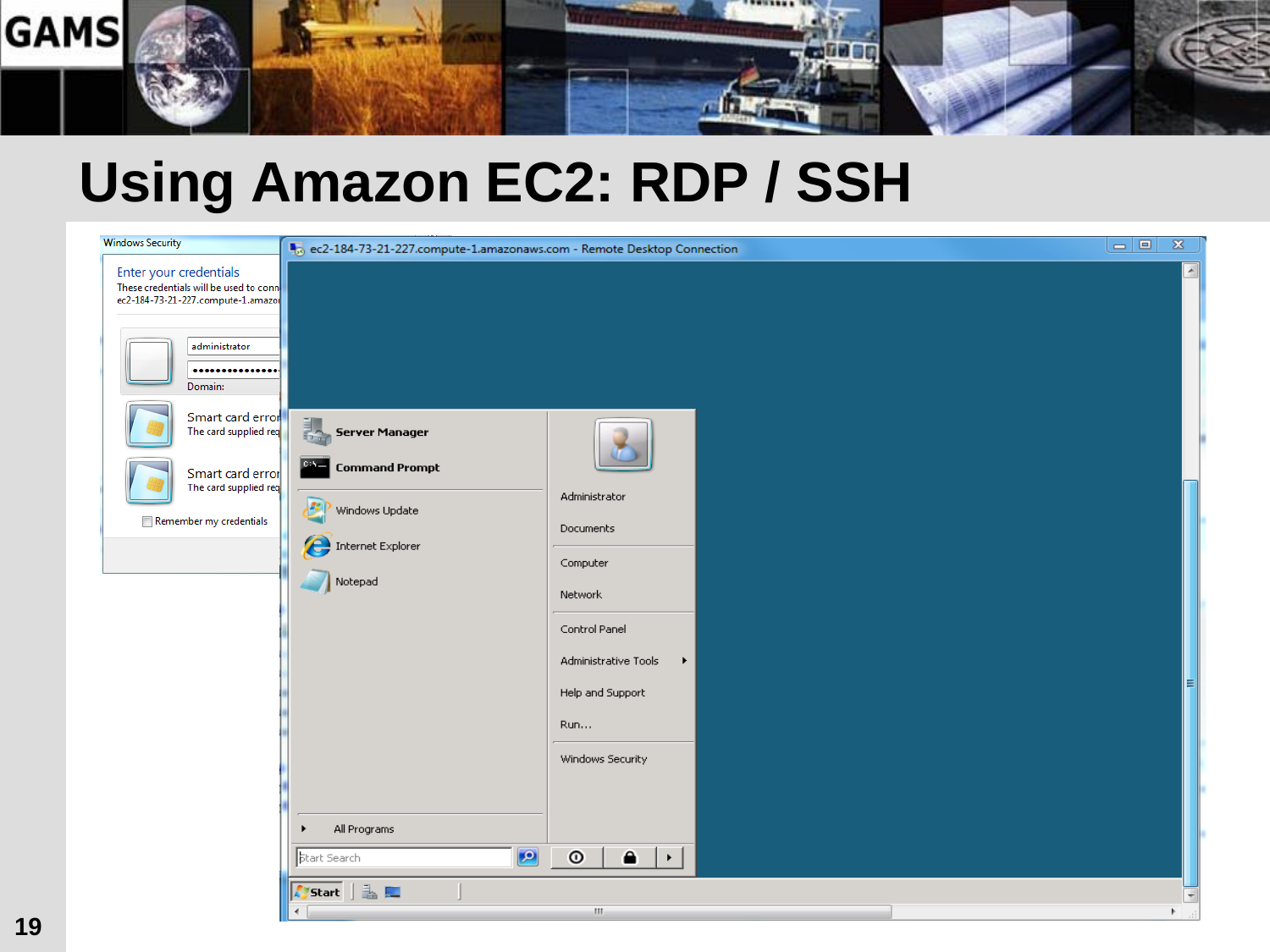# Using Amazon EC2: RDP / SSH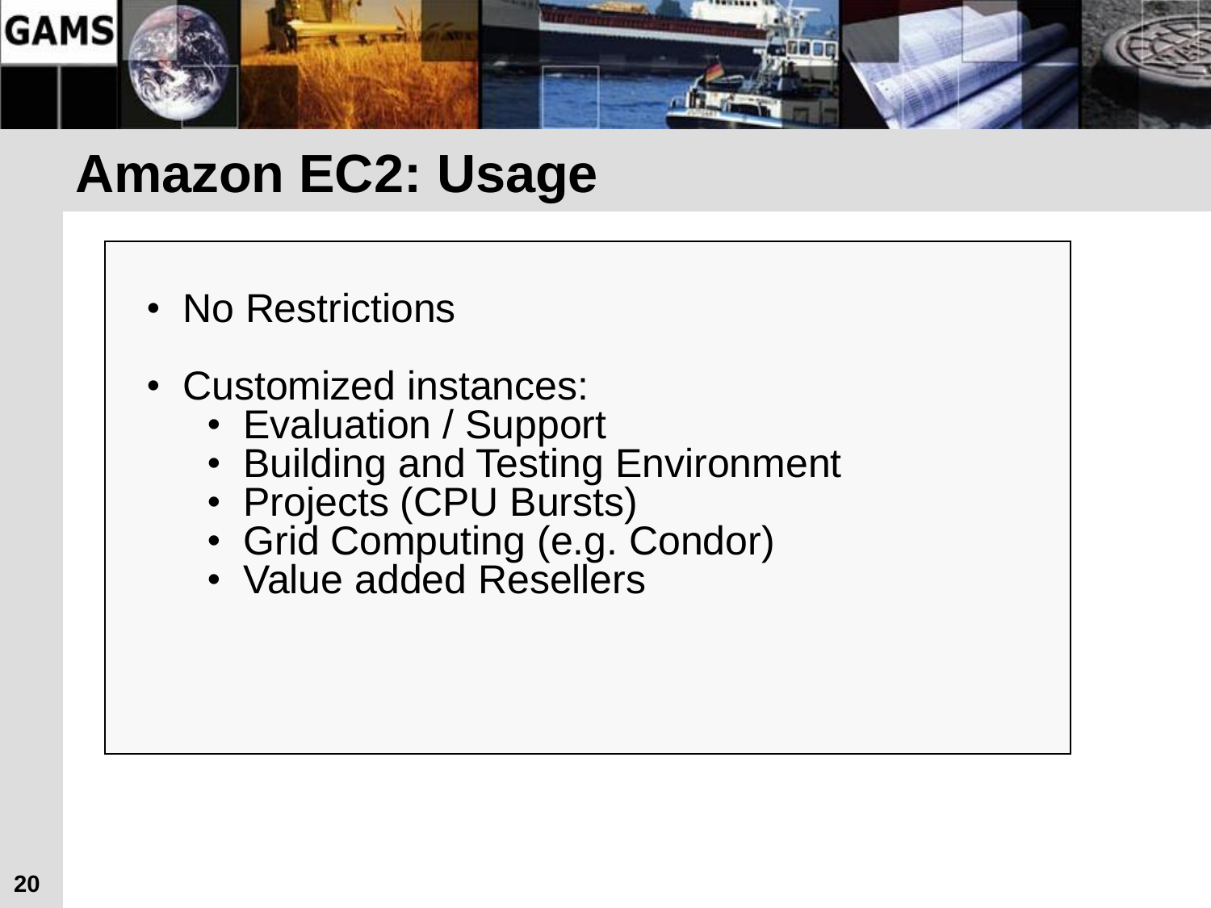# Amazon EC2: Usage

- No Restrictions

- Customized instances:
  - Evaluation / Support
  - Building and Testing Environment
  - Projects (CPU Bursts)
  - Grid Computing (e.g. Condor)
  - Value added Resellers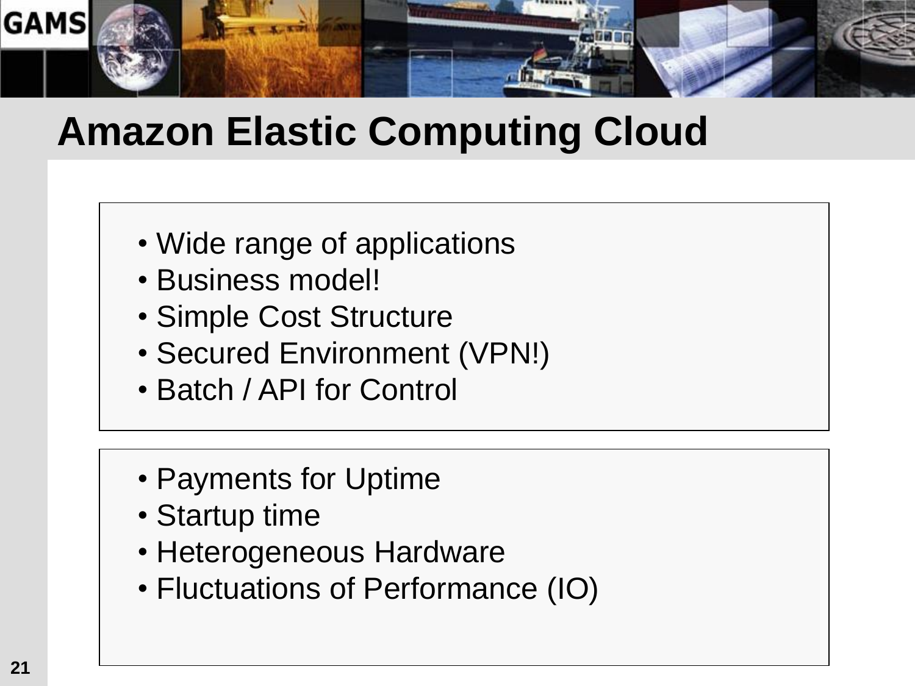# Amazon Elastic Computing Cloud

- Wide range of applications
- Business model!
- Simple Cost Structure
- Secured Environment (VPN!)
- Batch / API for Control

- Payments for Uptime
- Startup time
- Heterogeneous Hardware
- Fluctuations of Performance (IO)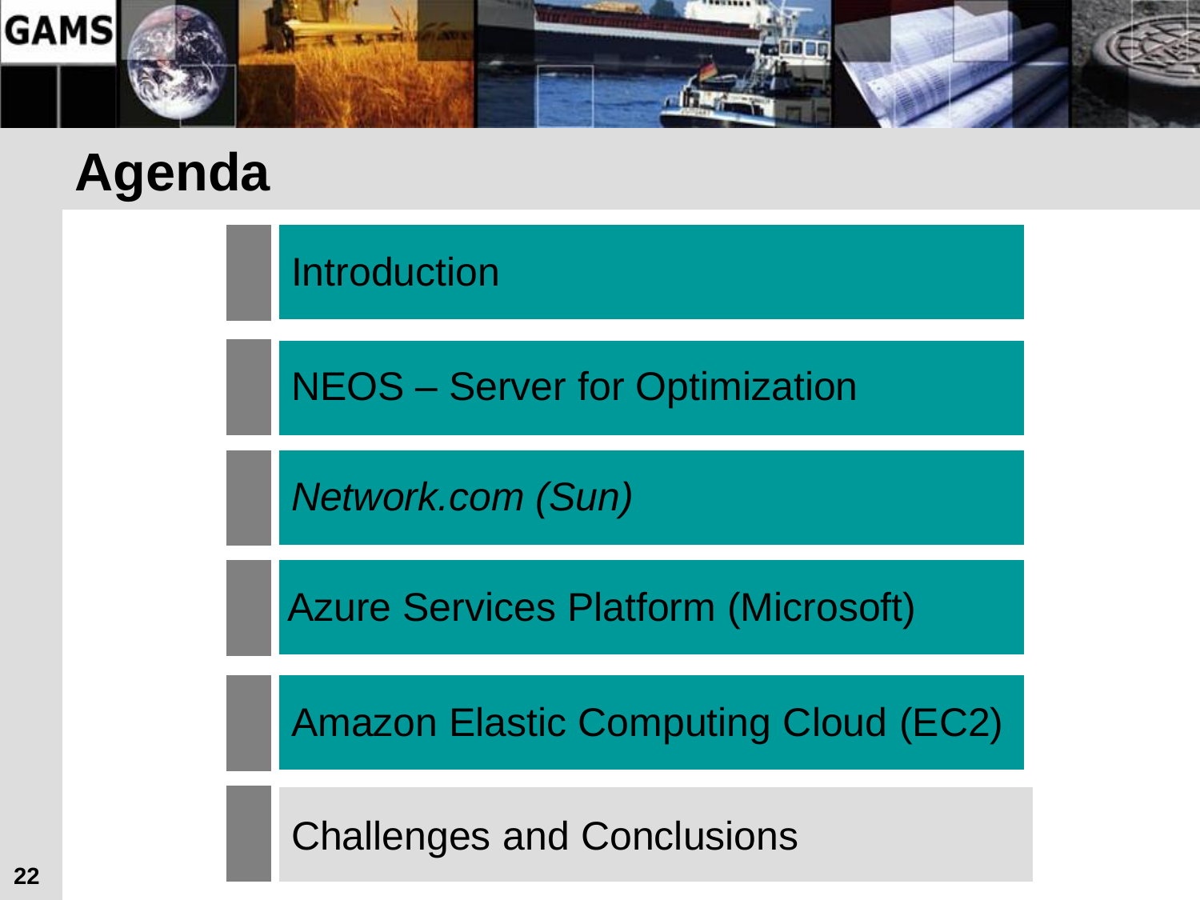# Agenda

- Introduction
- NEOS – Server for Optimization
- *Network.com (Sun)*
- Azure Services Platform (Microsoft)
- Amazon Elastic Computing Cloud (EC2)
- Challenges and Conclusions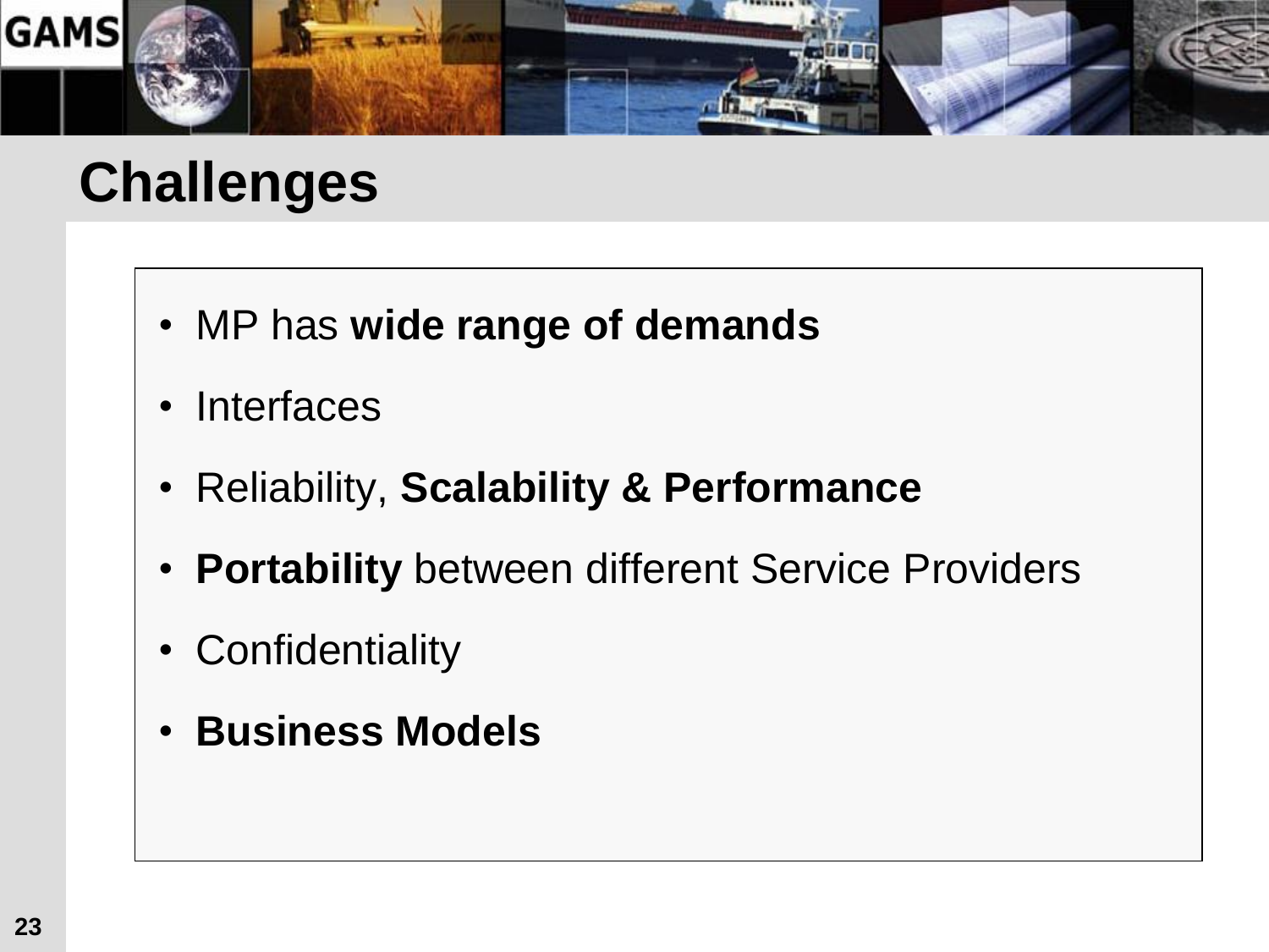# Challenges

- MP has **wide range of demands**
- Interfaces
- Reliability, **Scalability & Performance**
- **Portability** between different Service Providers
- Confidentiality
- **Business Models**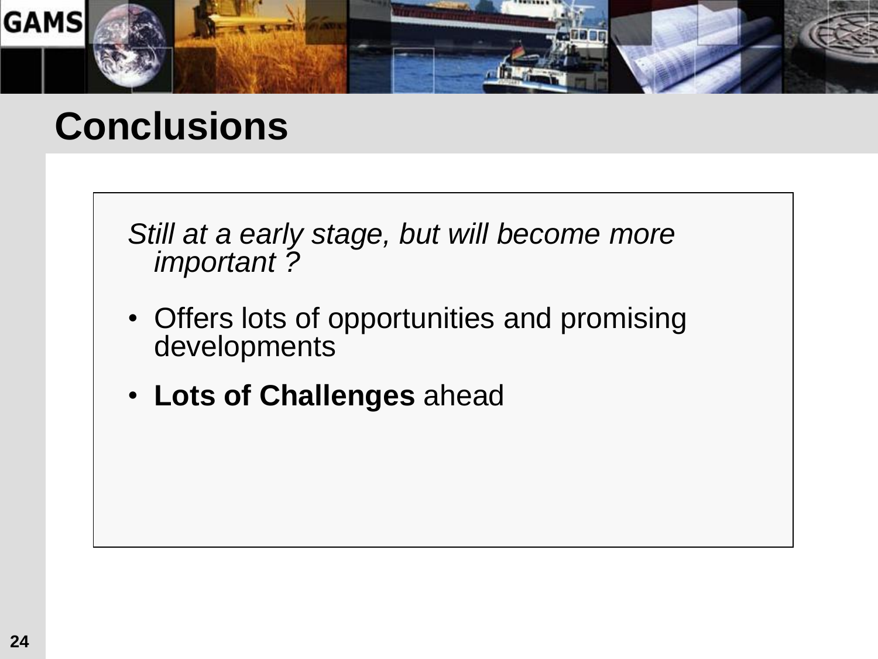# Conclusions

*Still at a early stage, but will become more important ?*

- Offers lots of opportunities and promising developments
- **Lots of Challenges** ahead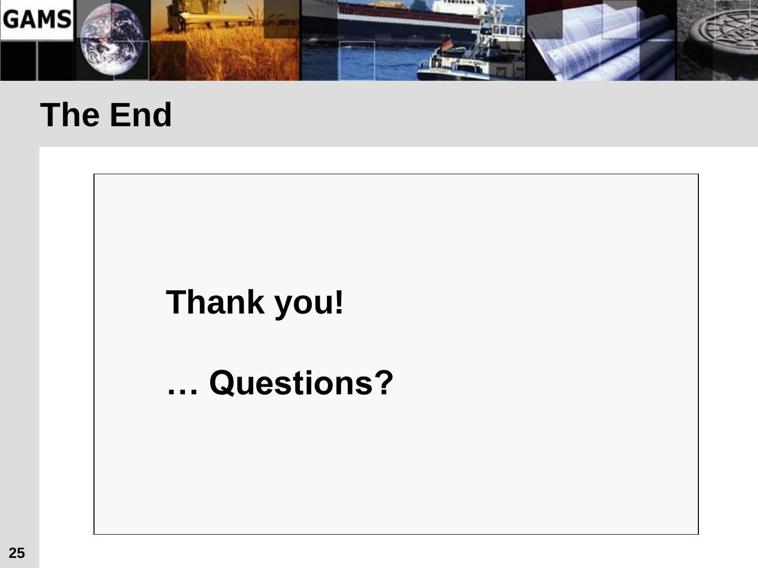# The End

**Thank you!**

**… Questions?**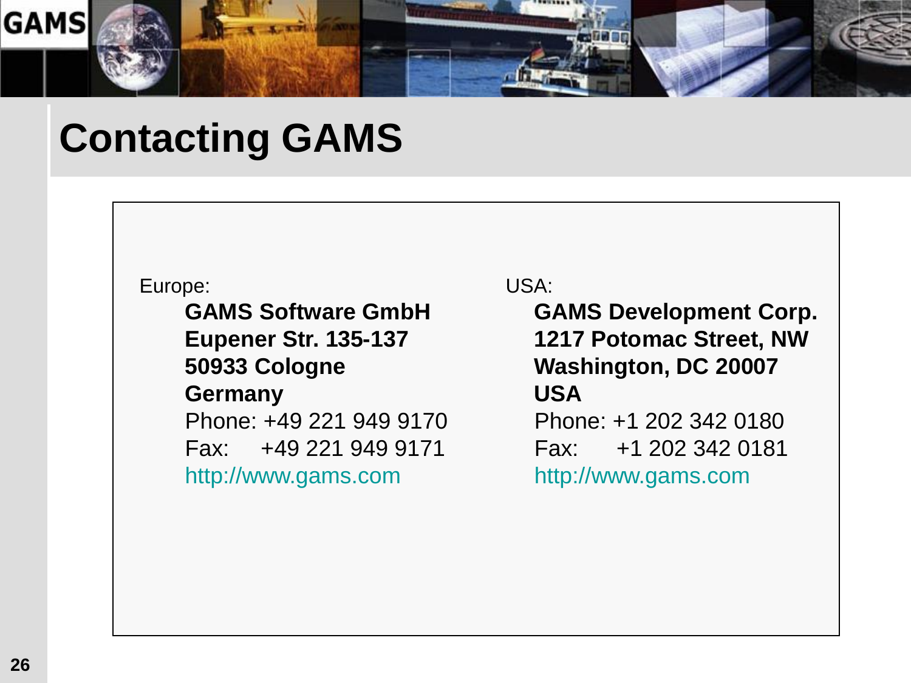# Contacting GAMS

Europe:

**GAMS Software GmbH**
**Eupener Str. 135-137**
**50933 Cologne**
**Germany**
Phone: +49 221 949 9170
Fax: +49 221 949 9171
http://www.gams.com

USA:

**GAMS Development Corp.**
**1217 Potomac Street, NW**
**Washington, DC 20007**
**USA**
Phone: +1 202 342 0180
Fax: +1 202 342 0181
http://www.gams.com